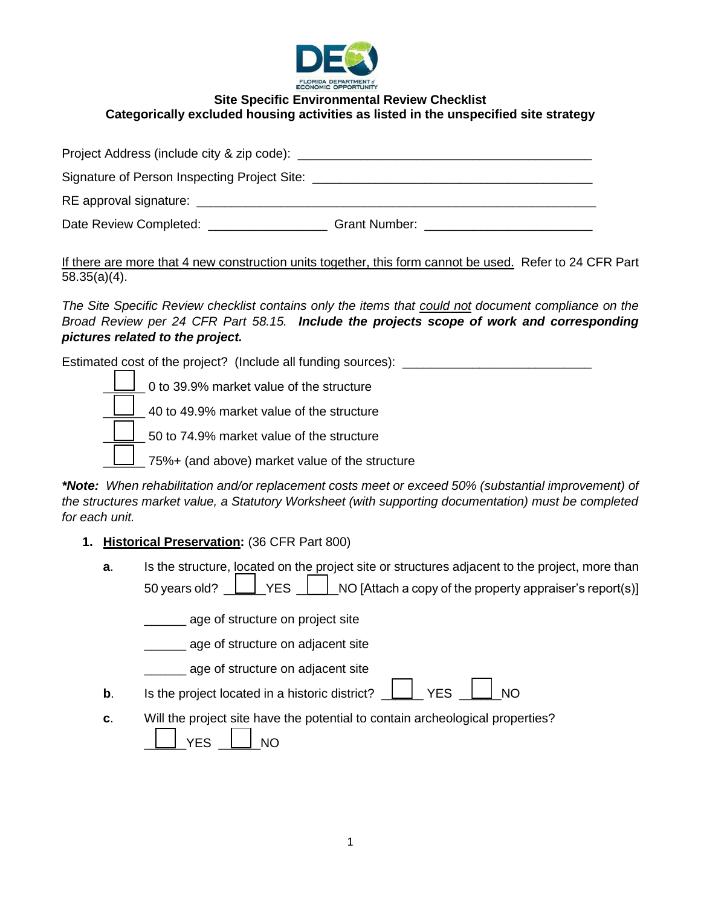**Site Specific Environmental Review Checklist**
**Categorically excluded housing activities as listed in the unspecified site strategy**

Project Address (include city & zip code): ___________________________________________

Signature of Person Inspecting Project Site: ________________________________________

RE approval signature: ____________________________________________________________

Date Review Completed: _________________ Grant Number: ________________________

<u>If there are more that 4 new construction units together, this form cannot be used.</u> Refer to 24 CFR Part 58.35(a)(4).

*The Site Specific Review checklist contains only the items that <u>could not</u> document compliance on the Broad Review per 24 CFR Part 58.15.* ***Include the projects scope of work and corresponding pictures related to the project.***

Estimated cost of the project? (Include all funding sources): ___________________________

- ☐ 0 to 39.9% market value of the structure
- ☐ 40 to 49.9% market value of the structure
- ☐ 50 to 74.9% market value of the structure
- ☐ 75%+ (and above) market value of the structure

***\*Note:*** *When rehabilitation and/or replacement costs meet or exceed 50% (substantial improvement) of the structures market value, a Statutory Worksheet (with supporting documentation) must be completed for each unit.*

1. **<u>Historical Preservation</u>:** (36 CFR Part 800)

   **a**. Is the structure, located on the project site or structures adjacent to the project, more than 50 years old? ☐ YES ☐ NO [Attach a copy of the property appraiser's report(s)]

   ______ age of structure on project site

   ______ age of structure on adjacent site

   ______ age of structure on adjacent site

   **b**. Is the project located in a historic district? ☐ YES ☐ NO

   **c**. Will the project site have the potential to contain archeological properties?

   ☐ YES ☐ NO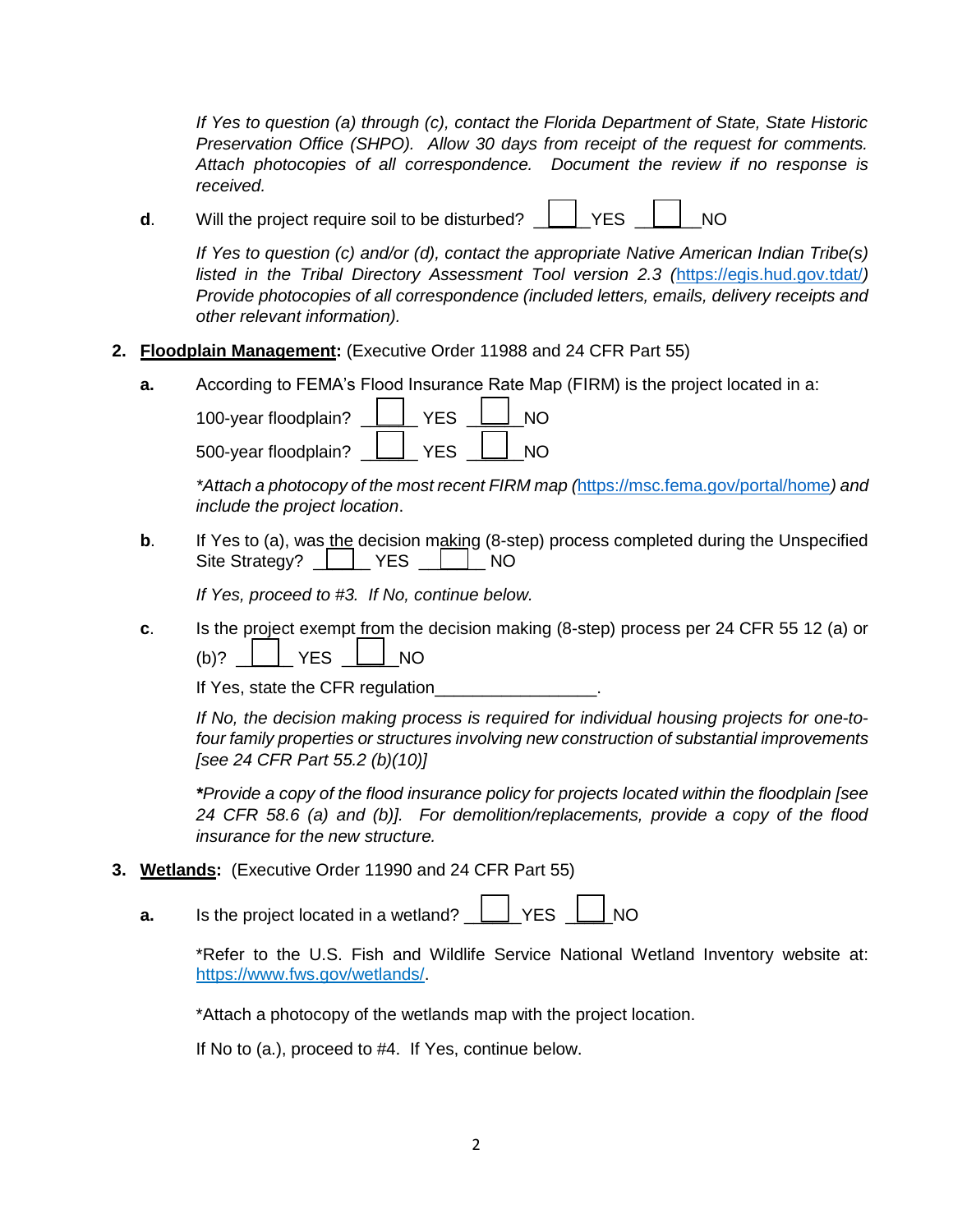*If Yes to question (a) through (c), contact the Florida Department of State, State Historic Preservation Office (SHPO). Allow 30 days from receipt of the request for comments. Attach photocopies of all correspondence. Document the review if no response is received.*

**d**. Will the project require soil to be disturbed? ☐ YES ☐ NO

*If Yes to question (c) and/or (d), contact the appropriate Native American Indian Tribe(s) listed in the Tribal Directory Assessment Tool version 2.3 (https://egis.hud.gov.tdat/) Provide photocopies of all correspondence (included letters, emails, delivery receipts and other relevant information).*

2. **Floodplain Management:** (Executive Order 11988 and 24 CFR Part 55)

**a.** According to FEMA's Flood Insurance Rate Map (FIRM) is the project located in a:

100-year floodplain? ☐ YES ☐ NO

500-year floodplain? ☐ YES ☐ NO

*\*Attach a photocopy of the most recent FIRM map (https://msc.fema.gov/portal/home) and include the project location.*

**b**. If Yes to (a), was the decision making (8-step) process completed during the Unspecified Site Strategy? ☐ YES ☐ NO

*If Yes, proceed to #3. If No, continue below.*

**c**. Is the project exempt from the decision making (8-step) process per 24 CFR 55 12 (a) or (b)? ☐ YES ☐ NO

If Yes, state the CFR regulation_________________.

*If No, the decision making process is required for individual housing projects for one-to-four family properties or structures involving new construction of substantial improvements [see 24 CFR Part 55.2 (b)(10)]*

***\*** Provide a copy of the flood insurance policy for projects located within the floodplain [see 24 CFR 58.6 (a) and (b)]. For demolition/replacements, provide a copy of the flood insurance for the new structure.*

3. **Wetlands:** (Executive Order 11990 and 24 CFR Part 55)

**a.** Is the project located in a wetland? ☐ YES ☐ NO

\*Refer to the U.S. Fish and Wildlife Service National Wetland Inventory website at: https://www.fws.gov/wetlands/.

\*Attach a photocopy of the wetlands map with the project location.

If No to (a.), proceed to #4. If Yes, continue below.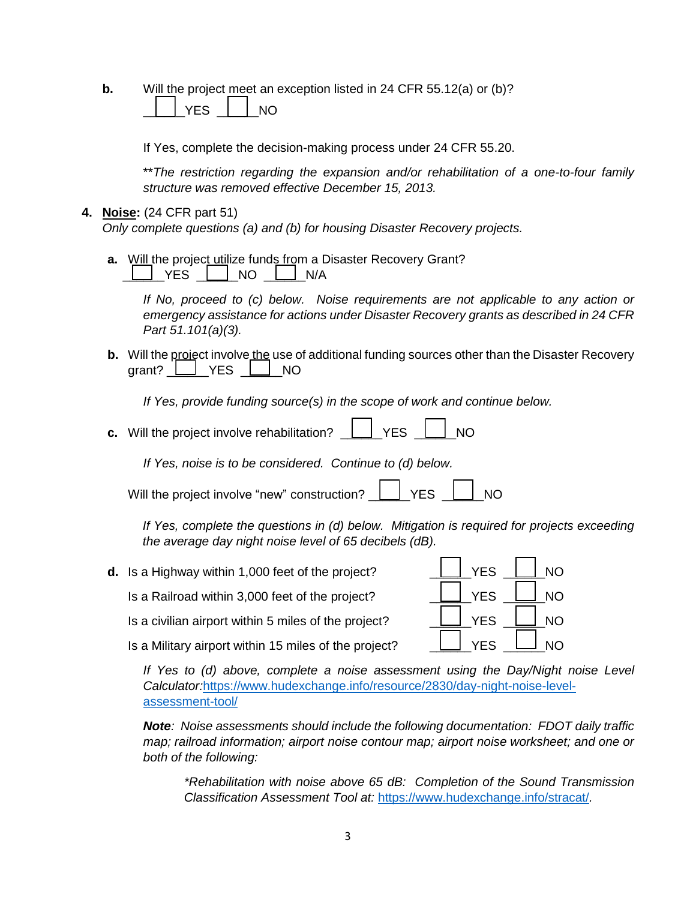**b.** Will the project meet an exception listed in 24 CFR 55.12(a) or (b)?
☐ YES ☐ NO

If Yes, complete the decision-making process under 24 CFR 55.20.

*\*\*The restriction regarding the expansion and/or rehabilitation of a one-to-four family structure was removed effective December 15, 2013.*

**4. Noise:** (24 CFR part 51)
*Only complete questions (a) and (b) for housing Disaster Recovery projects.*

**a.** Will the project utilize funds from a Disaster Recovery Grant?
☐ YES ☐ NO ☐ N/A

*If No, proceed to (c) below. Noise requirements are not applicable to any action or emergency assistance for actions under Disaster Recovery grants as described in 24 CFR Part 51.101(a)(3).*

**b.** Will the project involve the use of additional funding sources other than the Disaster Recovery grant? ☐ YES ☐ NO

*If Yes, provide funding source(s) in the scope of work and continue below.*

**c.** Will the project involve rehabilitation? ☐ YES ☐ NO

*If Yes, noise is to be considered. Continue to (d) below.*

Will the project involve "new" construction? ☐ YES ☐ NO

*If Yes, complete the questions in (d) below. Mitigation is required for projects exceeding the average day night noise level of 65 decibels (dB).*

**d.** Is a Highway within 1,000 feet of the project? ☐ YES ☐ NO

Is a Railroad within 3,000 feet of the project? ☐ YES ☐ NO

Is a civilian airport within 5 miles of the project? ☐ YES ☐ NO

Is a Military airport within 15 miles of the project? ☐ YES ☐ NO

*If Yes to (d) above, complete a noise assessment using the Day/Night noise Level Calculator:*https://www.hudexchange.info/resource/2830/day-night-noise-level-assessment-tool/

***Note**: Noise assessments should include the following documentation: FDOT daily traffic map; railroad information; airport noise contour map; airport noise worksheet; and one or both of the following:*

*\*Rehabilitation with noise above 65 dB: Completion of the Sound Transmission Classification Assessment Tool at:* https://www.hudexchange.info/stracat/.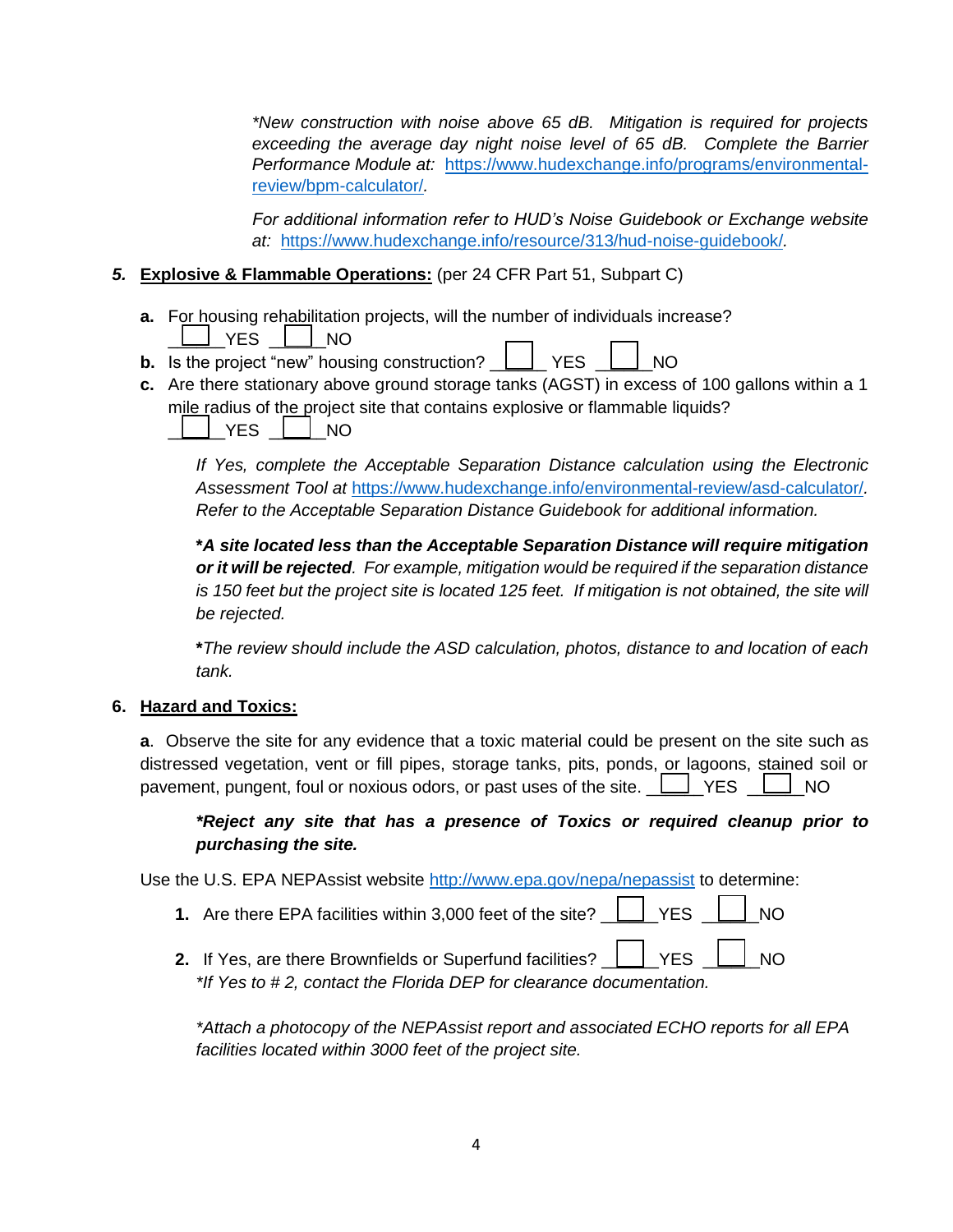*New construction with noise above 65 dB. Mitigation is required for projects exceeding the average day night noise level of 65 dB. Complete the Barrier Performance Module at: https://www.hudexchange.info/programs/environmental-review/bpm-calculator/.*

*For additional information refer to HUD's Noise Guidebook or Exchange website at: https://www.hudexchange.info/resource/313/hud-noise-guidebook/.*

***5.*** **Explosive & Flammable Operations:** (per 24 CFR Part 51, Subpart C)

**a.** For housing rehabilitation projects, will the number of individuals increase? ☐ YES ☐ NO

**b.** Is the project "new" housing construction? ☐ YES ☐ NO

**c.** Are there stationary above ground storage tanks (AGST) in excess of 100 gallons within a 1 mile radius of the project site that contains explosive or flammable liquids? ☐ YES ☐ NO

*If Yes, complete the Acceptable Separation Distance calculation using the Electronic Assessment Tool at https://www.hudexchange.info/environmental-review/asd-calculator/. Refer to the Acceptable Separation Distance Guidebook for additional information.*

***A site located less than the Acceptable Separation Distance will require mitigation or it will be rejected**. For example, mitigation would be required if the separation distance is 150 feet but the project site is located 125 feet. If mitigation is not obtained, the site will be rejected.*

***The review should include the ASD calculation, photos, distance to and location of each tank.*

**6.** **Hazard and Toxics:**

**a**. Observe the site for any evidence that a toxic material could be present on the site such as distressed vegetation, vent or fill pipes, storage tanks, pits, ponds, or lagoons, stained soil or pavement, pungent, foul or noxious odors, or past uses of the site. ☐ YES ☐ NO

***Reject any site that has a presence of Toxics or required cleanup prior to purchasing the site.***

Use the U.S. EPA NEPAssist website http://www.epa.gov/nepa/nepassist to determine:

1. Are there EPA facilities within 3,000 feet of the site? ☐ YES ☐ NO
2. If Yes, are there Brownfields or Superfund facilities? ☐ YES ☐ NO
   *\*If Yes to # 2, contact the Florida DEP for clearance documentation.*

*\*Attach a photocopy of the NEPAssist report and associated ECHO reports for all EPA facilities located within 3000 feet of the project site.*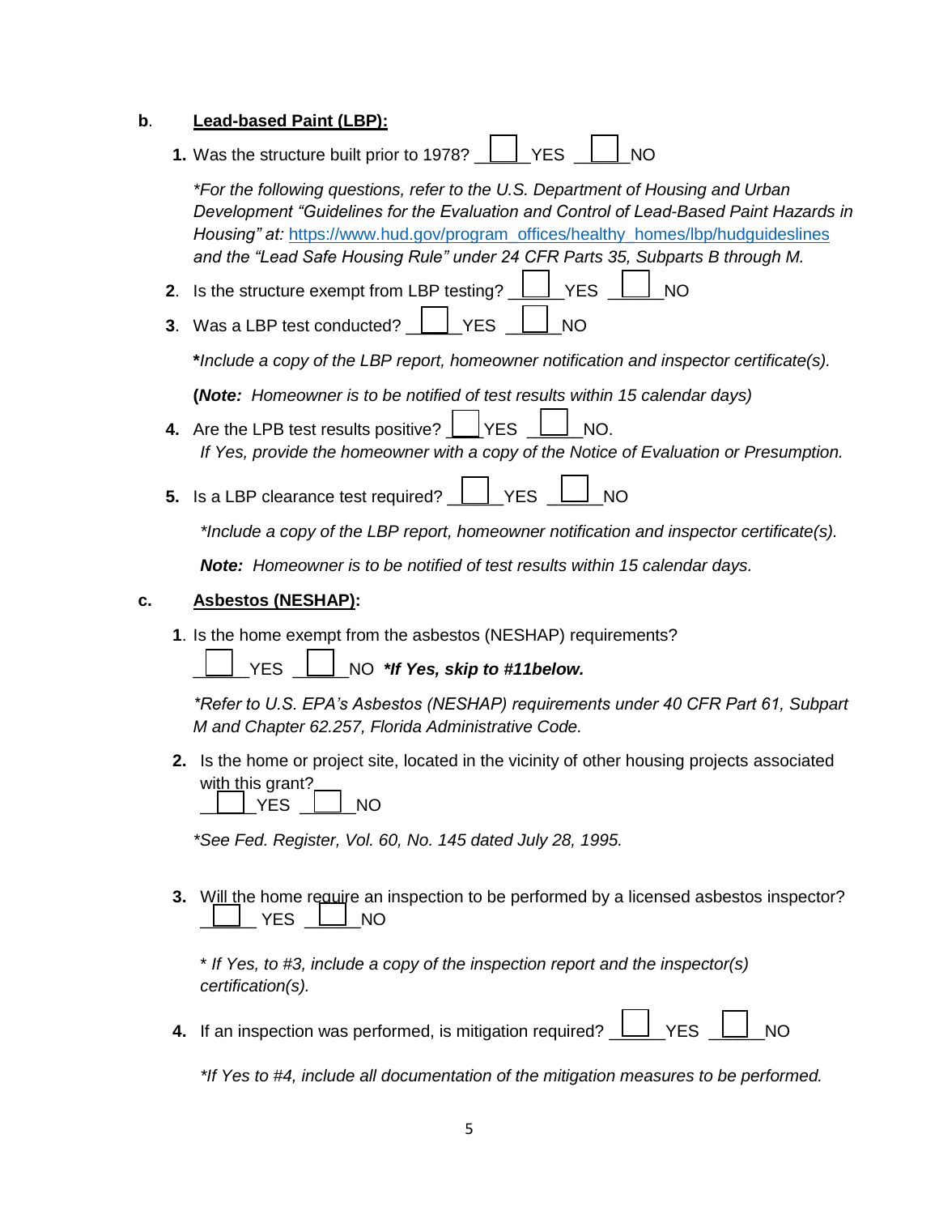**b**. **Lead-based Paint (LBP):**

1. Was the structure built prior to 1978? ☐ YES ☐ NO

   *\*For the following questions, refer to the U.S. Department of Housing and Urban Development "Guidelines for the Evaluation and Control of Lead-Based Paint Hazards in Housing" at: [https://www.hud.gov/program_offices/healthy_homes/lbp/hudguideslines](https://www.hud.gov/program_offices/healthy_homes/lbp/hudguideslines) and the "Lead Safe Housing Rule" under 24 CFR Parts 35, Subparts B through M.*

2. Is the structure exempt from LBP testing? ☐ YES ☐ NO

3. Was a LBP test conducted? ☐ YES ☐ NO

   ***\****Include a copy of the LBP report, homeowner notification and inspector certificate(s).*

   **(*Note:*** *Homeowner is to be notified of test results within 15 calendar days)*

4. Are the LPB test results positive? ☐ YES ☐ NO.
   *If Yes, provide the homeowner with a copy of the Notice of Evaluation or Presumption.*

5. Is a LBP clearance test required? ☐ YES ☐ NO

   *\*Include a copy of the LBP report, homeowner notification and inspector certificate(s).*

   ***Note:*** *Homeowner is to be notified of test results within 15 calendar days.*

**c.** **Asbestos (NESHAP):**

1. Is the home exempt from the asbestos (NESHAP) requirements?
   ☐ YES ☐ NO ***\*If Yes, skip to #11below.***

   *\*Refer to U.S. EPA's Asbestos (NESHAP) requirements under 40 CFR Part 61, Subpart M and Chapter 62.257, Florida Administrative Code.*

2. Is the home or project site, located in the vicinity of other housing projects associated with this grant?
   ☐ YES ☐ NO

   *\*See Fed. Register, Vol. 60, No. 145 dated July 28, 1995.*

3. Will the home require an inspection to be performed by a licensed asbestos inspector?
   ☐ YES ☐ NO

   *\* If Yes, to #3, include a copy of the inspection report and the inspector(s) certification(s).*

4. If an inspection was performed, is mitigation required? ☐ YES ☐ NO

   *\*If Yes to #4, include all documentation of the mitigation measures to be performed.*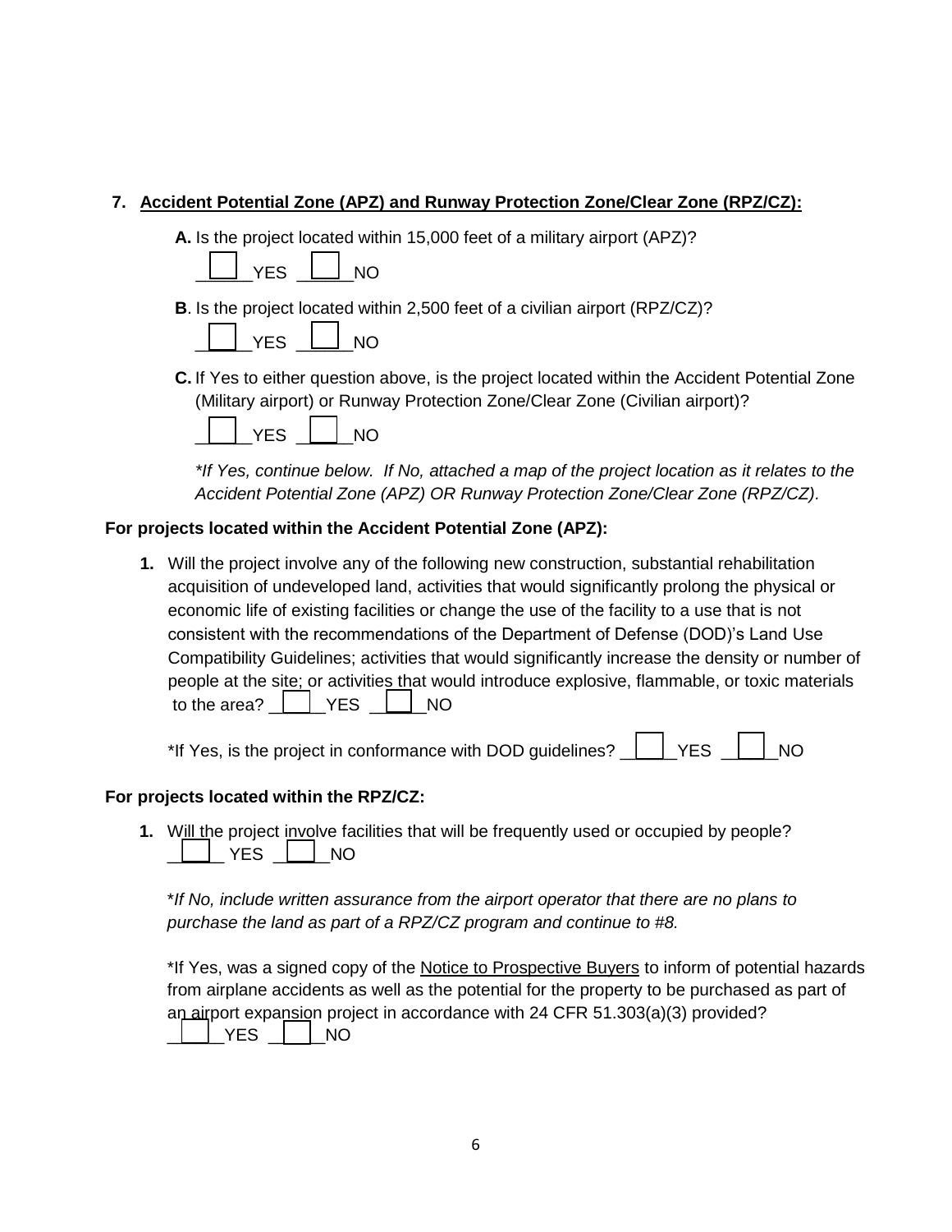**7. Accident Potential Zone (APZ) and Runway Protection Zone/Clear Zone (RPZ/CZ):**

**A.** Is the project located within 15,000 feet of a military airport (APZ)?

☐ YES ☐ NO

**B**. Is the project located within 2,500 feet of a civilian airport (RPZ/CZ)?

☐ YES ☐ NO

**C.** If Yes to either question above, is the project located within the Accident Potential Zone (Military airport) or Runway Protection Zone/Clear Zone (Civilian airport)?

☐ YES ☐ NO

*\*If Yes, continue below. If No, attached a map of the project location as it relates to the Accident Potential Zone (APZ) OR Runway Protection Zone/Clear Zone (RPZ/CZ).*

**For projects located within the Accident Potential Zone (APZ):**

**1.** Will the project involve any of the following new construction, substantial rehabilitation acquisition of undeveloped land, activities that would significantly prolong the physical or economic life of existing facilities or change the use of the facility to a use that is not consistent with the recommendations of the Department of Defense (DOD)'s Land Use Compatibility Guidelines; activities that would significantly increase the density or number of people at the site; or activities that would introduce explosive, flammable, or toxic materials to the area? ☐ YES ☐ NO

\*If Yes, is the project in conformance with DOD guidelines? ☐ YES ☐ NO

**For projects located within the RPZ/CZ:**

**1.** Will the project involve facilities that will be frequently used or occupied by people? ☐ YES ☐ NO

\**If No, include written assurance from the airport operator that there are no plans to purchase the land as part of a RPZ/CZ program and continue to #8.*

\*If Yes, was a signed copy of the <u>Notice to Prospective Buyers</u> to inform of potential hazards from airplane accidents as well as the potential for the property to be purchased as part of an airport expansion project in accordance with 24 CFR 51.303(a)(3) provided?
☐ YES ☐ NO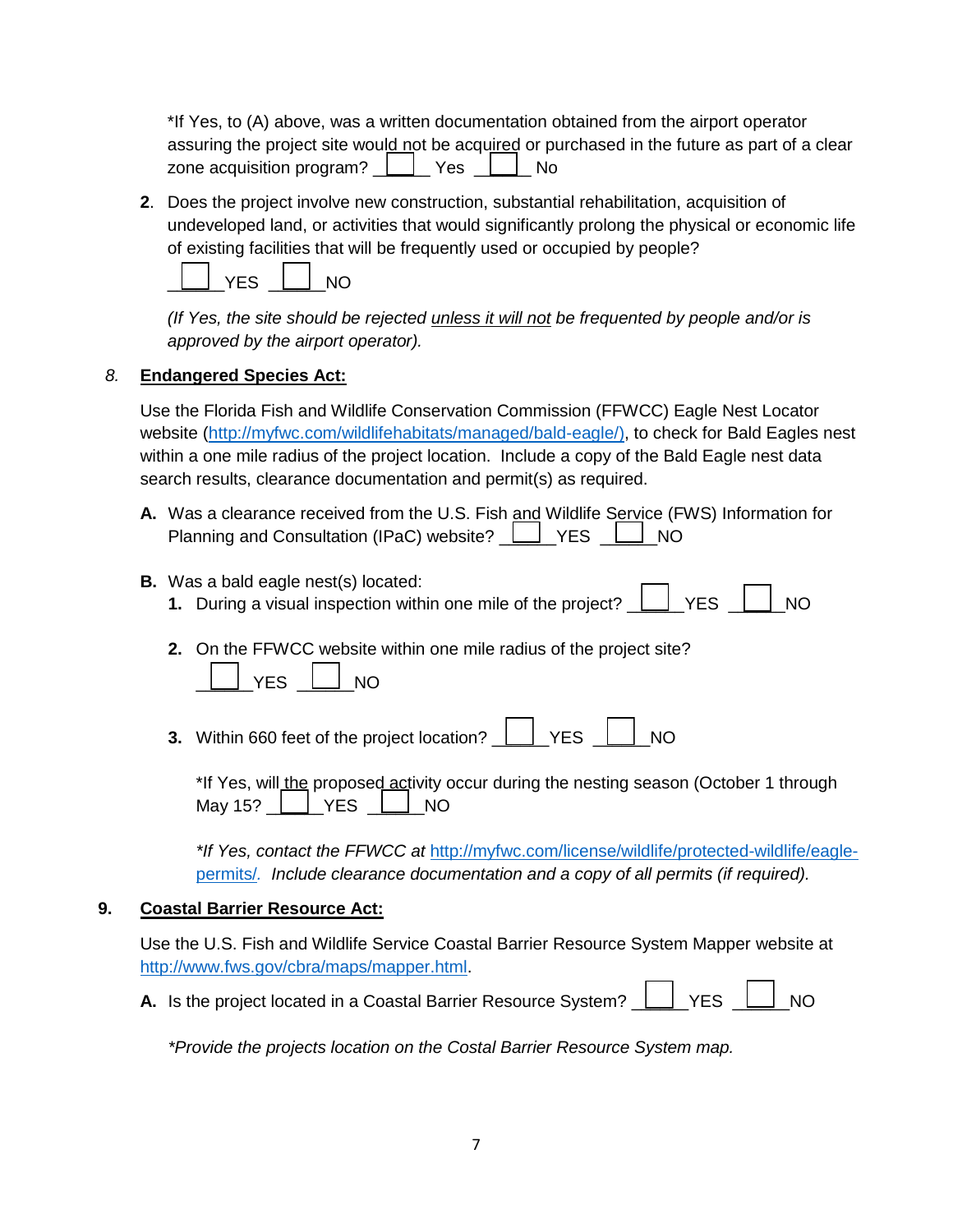*If Yes, to (A) above, was a written documentation obtained from the airport operator assuring the project site would not be acquired or purchased in the future as part of a clear zone acquisition program? ☐ Yes ☐ No

**2**. Does the project involve new construction, substantial rehabilitation, acquisition of undeveloped land, or activities that would significantly prolong the physical or economic life of existing facilities that will be frequently used or occupied by people?

☐ YES ☐ NO

*(If Yes, the site should be rejected unless it will not be frequented by people and/or is approved by the airport operator).*

## 8. Endangered Species Act:

Use the Florida Fish and Wildlife Conservation Commission (FFWCC) Eagle Nest Locator website (http://myfwc.com/wildlifehabitats/managed/bald-eagle/), to check for Bald Eagles nest within a one mile radius of the project location. Include a copy of the Bald Eagle nest data search results, clearance documentation and permit(s) as required.

**A.** Was a clearance received from the U.S. Fish and Wildlife Service (FWS) Information for Planning and Consultation (IPaC) website? ☐ YES ☐ NO

**B.** Was a bald eagle nest(s) located:

**1.** During a visual inspection within one mile of the project? ☐ YES ☐ NO

**2.** On the FFWCC website within one mile radius of the project site?

☐ YES ☐ NO

**3.** Within 660 feet of the project location? ☐ YES ☐ NO

*If Yes, will the proposed activity occur during the nesting season (October 1 through May 15? ☐ YES ☐ NO

*\*If Yes, contact the FFWCC at* http://myfwc.com/license/wildlife/protected-wildlife/eagle-permits/. *Include clearance documentation and a copy of all permits (if required).*

## 9. Coastal Barrier Resource Act:

Use the U.S. Fish and Wildlife Service Coastal Barrier Resource System Mapper website at http://www.fws.gov/cbra/maps/mapper.html.

**A.** Is the project located in a Coastal Barrier Resource System? ☐ YES ☐ NO

*\*Provide the projects location on the Costal Barrier Resource System map.*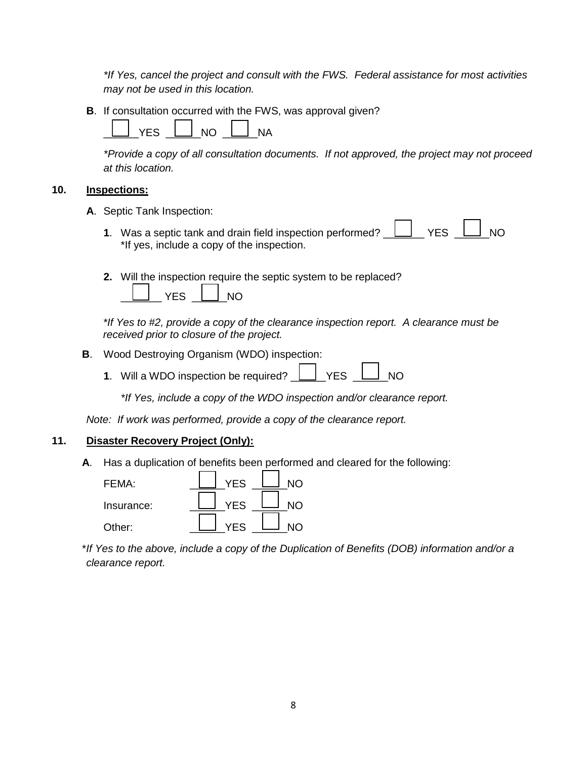*\*If Yes, cancel the project and consult with the FWS. Federal assistance for most activities may not be used in this location.*

**B**. If consultation occurred with the FWS, was approval given?

☐ YES ☐ NO ☐ NA

*\*Provide a copy of all consultation documents. If not approved, the project may not proceed at this location.*

**10. Inspections:**

**A**. Septic Tank Inspection:

**1**. Was a septic tank and drain field inspection performed? ☐ YES ☐ NO
*If yes, include a copy of the inspection.

**2.** Will the inspection require the septic system to be replaced?

☐ YES ☐ NO

*\*If Yes to #2, provide a copy of the clearance inspection report. A clearance must be received prior to closure of the project.*

**B**. Wood Destroying Organism (WDO) inspection:

**1**. Will a WDO inspection be required? ☐ YES ☐ NO

*\*If Yes, include a copy of the WDO inspection and/or clearance report.*

*Note: If work was performed, provide a copy of the clearance report.*

**11. Disaster Recovery Project (Only):**

**A**. Has a duplication of benefits been performed and cleared for the following:

FEMA: ☐ YES ☐ NO

Insurance: ☐ YES ☐ NO

Other: ☐ YES ☐ NO

*\*If Yes to the above, include a copy of the Duplication of Benefits (DOB) information and/or a clearance report.*